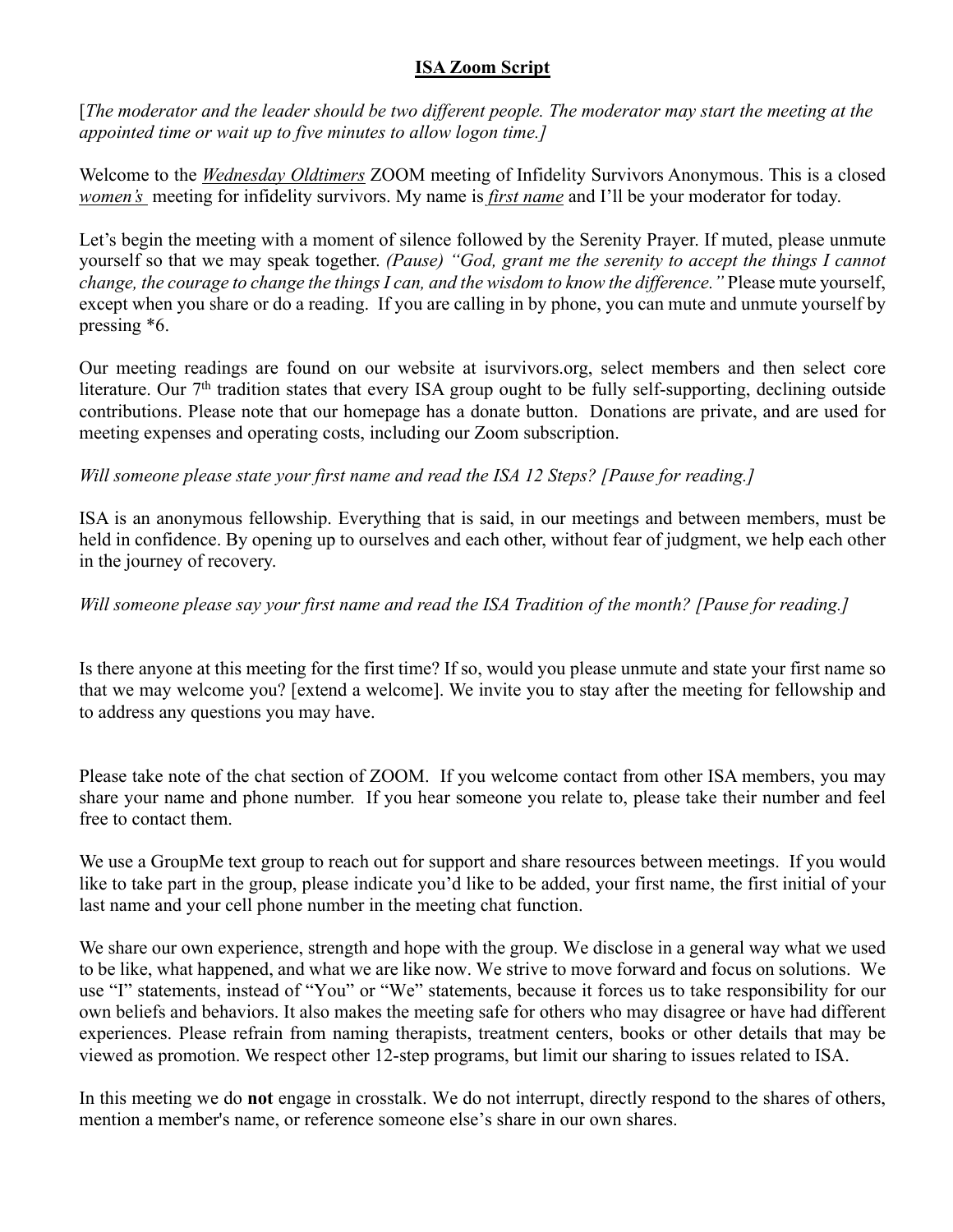# **ISA Zoom Script**

[*The moderator and the leader should be two different people. The moderator may start the meeting at the appointed time or wait up to five minutes to allow logon time.]*

Welcome to the ***Wednesday Oldtimers*** ZOOM meeting of Infidelity Survivors Anonymous. This is a closed ***women's*** meeting for infidelity survivors. My name is ***first name*** and I'll be your moderator for today.

Let's begin the meeting with a moment of silence followed by the Serenity Prayer. If muted, please unmute yourself so that we may speak together. *(Pause) "God, grant me the serenity to accept the things I cannot change, the courage to change the things I can, and the wisdom to know the difference."* Please mute yourself, except when you share or do a reading. If you are calling in by phone, you can mute and unmute yourself by pressing *6.

Our meeting readings are found on our website at isurvivors.org, select members and then select core literature. Our 7th tradition states that every ISA group ought to be fully self-supporting, declining outside contributions. Please note that our homepage has a donate button. Donations are private, and are used for meeting expenses and operating costs, including our Zoom subscription.

*Will someone please state your first name and read the ISA 12 Steps? [Pause for reading.]*

ISA is an anonymous fellowship. Everything that is said, in our meetings and between members, must be held in confidence. By opening up to ourselves and each other, without fear of judgment, we help each other in the journey of recovery.

*Will someone please say your first name and read the ISA Tradition of the month? [Pause for reading.]*

Is there anyone at this meeting for the first time? If so, would you please unmute and state your first name so that we may welcome you? [extend a welcome]. We invite you to stay after the meeting for fellowship and to address any questions you may have.

Please take note of the chat section of ZOOM. If you welcome contact from other ISA members, you may share your name and phone number. If you hear someone you relate to, please take their number and feel free to contact them.

We use a GroupMe text group to reach out for support and share resources between meetings. If you would like to take part in the group, please indicate you'd like to be added, your first name, the first initial of your last name and your cell phone number in the meeting chat function.

We share our own experience, strength and hope with the group. We disclose in a general way what we used to be like, what happened, and what we are like now. We strive to move forward and focus on solutions. We use "I" statements, instead of "You" or "We" statements, because it forces us to take responsibility for our own beliefs and behaviors. It also makes the meeting safe for others who may disagree or have had different experiences. Please refrain from naming therapists, treatment centers, books or other details that may be viewed as promotion. We respect other 12-step programs, but limit our sharing to issues related to ISA.

In this meeting we do **not** engage in crosstalk. We do not interrupt, directly respond to the shares of others, mention a member's name, or reference someone else's share in our own shares.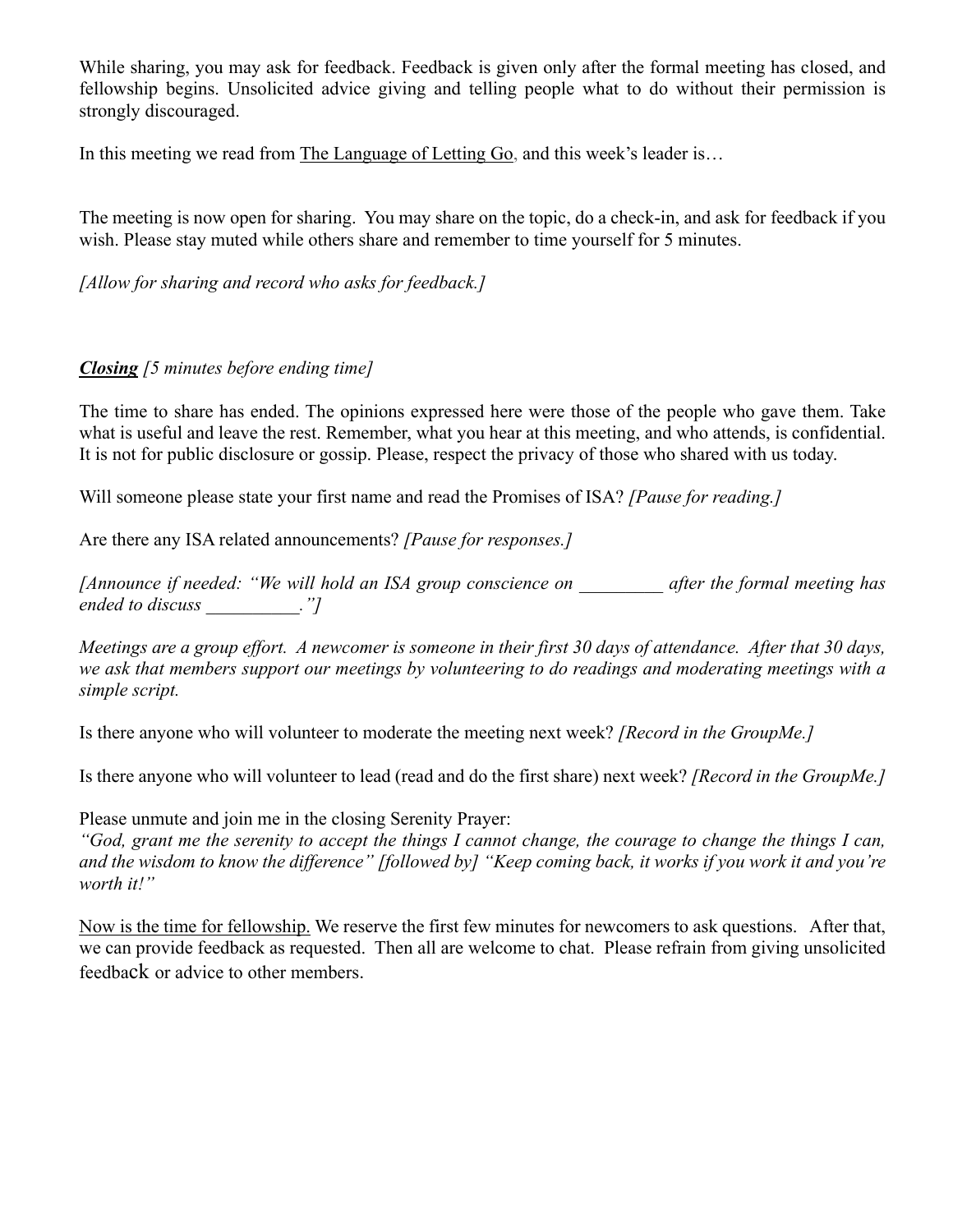While sharing, you may ask for feedback. Feedback is given only after the formal meeting has closed, and fellowship begins. Unsolicited advice giving and telling people what to do without their permission is strongly discouraged.

In this meeting we read from The Language of Letting Go, and this week's leader is…

The meeting is now open for sharing. You may share on the topic, do a check-in, and ask for feedback if you wish. Please stay muted while others share and remember to time yourself for 5 minutes.

*[Allow for sharing and record who asks for feedback.]*

***Closing*** *[5 minutes before ending time]*

The time to share has ended. The opinions expressed here were those of the people who gave them. Take what is useful and leave the rest. Remember, what you hear at this meeting, and who attends, is confidential. It is not for public disclosure or gossip. Please, respect the privacy of those who shared with us today.

Will someone please state your first name and read the Promises of ISA? *[Pause for reading.]*

Are there any ISA related announcements? *[Pause for responses.]*

*[Announce if needed: "We will hold an ISA group conscience on _________ after the formal meeting has ended to discuss __________."]*

*Meetings are a group effort. A newcomer is someone in their first 30 days of attendance. After that 30 days, we ask that members support our meetings by volunteering to do readings and moderating meetings with a simple script.*

Is there anyone who will volunteer to moderate the meeting next week? *[Record in the GroupMe.]*

Is there anyone who will volunteer to lead (read and do the first share) next week? *[Record in the GroupMe.]*

Please unmute and join me in the closing Serenity Prayer:
*"God, grant me the serenity to accept the things I cannot change, the courage to change the things I can, and the wisdom to know the difference" [followed by] "Keep coming back, it works if you work it and you're worth it!"*

Now is the time for fellowship. We reserve the first few minutes for newcomers to ask questions. After that, we can provide feedback as requested. Then all are welcome to chat. Please refrain from giving unsolicited feedback or advice to other members.